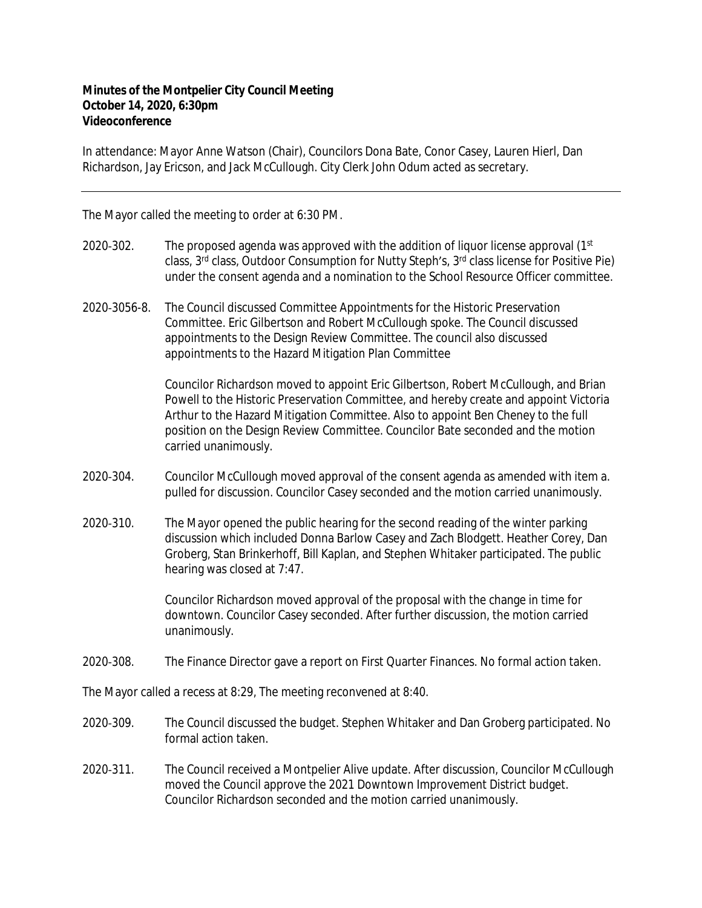**Minutes of the Montpelier City Council Meeting**
**October 14, 2020, 6:30pm**
**Videoconference**

In attendance: Mayor Anne Watson (Chair), Councilors Dona Bate, Conor Casey, Lauren Hierl, Dan Richardson, Jay Ericson, and Jack McCullough. City Clerk John Odum acted as secretary.

---

The Mayor called the meeting to order at 6:30 PM.

2020-302. The proposed agenda was approved with the addition of liquor license approval (1st class, 3rd class, Outdoor Consumption for Nutty Steph's, 3rd class license for Positive Pie) under the consent agenda and a nomination to the School Resource Officer committee.

2020-3056-8. The Council discussed Committee Appointments for the Historic Preservation Committee. Eric Gilbertson and Robert McCullough spoke. The Council discussed appointments to the Design Review Committee. The council also discussed appointments to the Hazard Mitigation Plan Committee

Councilor Richardson moved to appoint Eric Gilbertson, Robert McCullough, and Brian Powell to the Historic Preservation Committee, and hereby create and appoint Victoria Arthur to the Hazard Mitigation Committee. Also to appoint Ben Cheney to the full position on the Design Review Committee. Councilor Bate seconded and the motion carried unanimously.

2020-304. Councilor McCullough moved approval of the consent agenda as amended with item a. pulled for discussion. Councilor Casey seconded and the motion carried unanimously.

2020-310. The Mayor opened the public hearing for the second reading of the winter parking discussion which included Donna Barlow Casey and Zach Blodgett. Heather Corey, Dan Groberg, Stan Brinkerhoff, Bill Kaplan, and Stephen Whitaker participated. The public hearing was closed at 7:47.

Councilor Richardson moved approval of the proposal with the change in time for downtown. Councilor Casey seconded. After further discussion, the motion carried unanimously.

2020-308. The Finance Director gave a report on First Quarter Finances. No formal action taken.

The Mayor called a recess at 8:29, The meeting reconvened at 8:40.

2020-309. The Council discussed the budget. Stephen Whitaker and Dan Groberg participated. No formal action taken.

2020-311. The Council received a Montpelier Alive update. After discussion, Councilor McCullough moved the Council approve the 2021 Downtown Improvement District budget. Councilor Richardson seconded and the motion carried unanimously.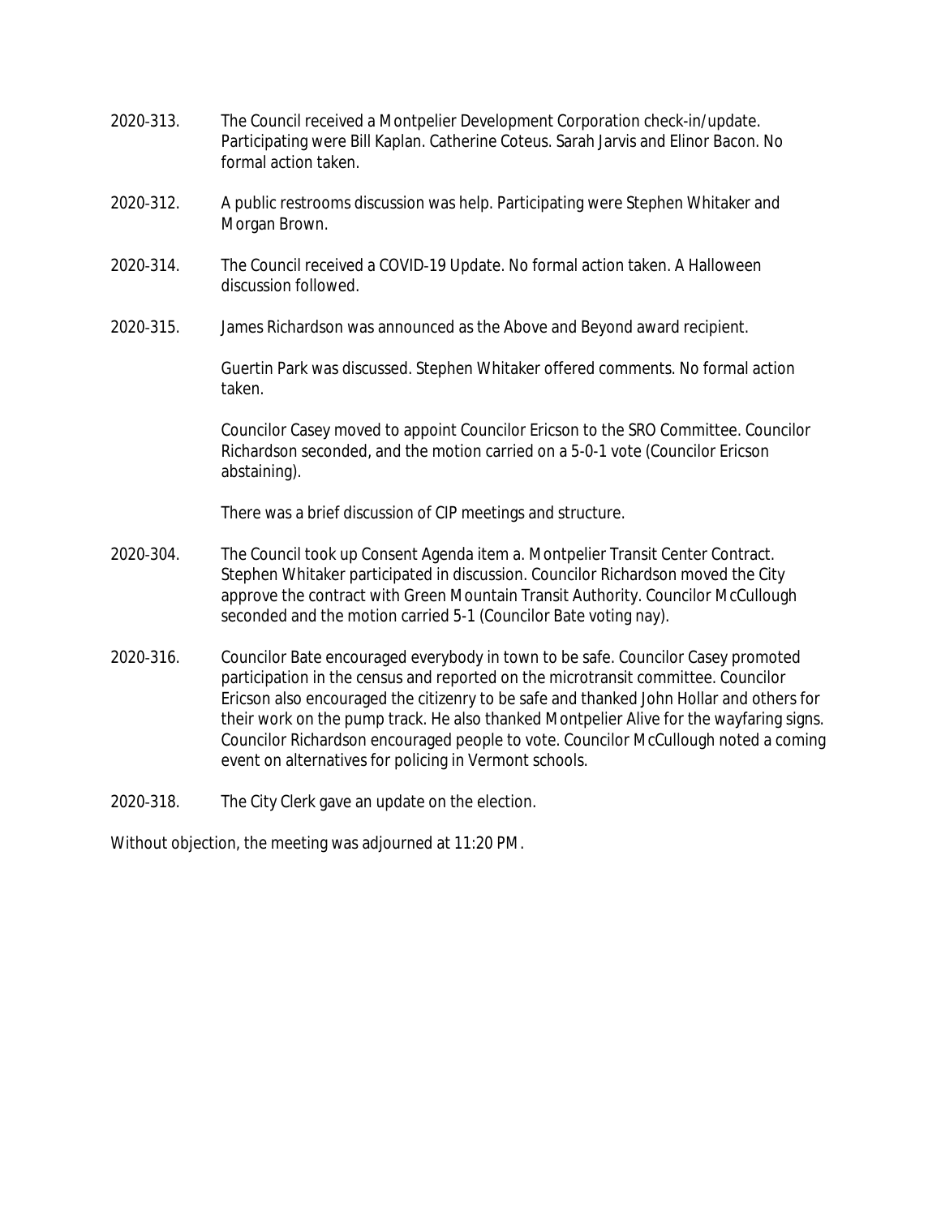2020-313. The Council received a Montpelier Development Corporation check-in/update. Participating were Bill Kaplan. Catherine Coteus. Sarah Jarvis and Elinor Bacon. No formal action taken.

2020-312. A public restrooms discussion was help. Participating were Stephen Whitaker and Morgan Brown.

2020-314. The Council received a COVID-19 Update. No formal action taken. A Halloween discussion followed.

2020-315. James Richardson was announced as the Above and Beyond award recipient.

Guertin Park was discussed. Stephen Whitaker offered comments. No formal action taken.

Councilor Casey moved to appoint Councilor Ericson to the SRO Committee. Councilor Richardson seconded, and the motion carried on a 5-0-1 vote (Councilor Ericson abstaining).

There was a brief discussion of CIP meetings and structure.

2020-304. The Council took up Consent Agenda item a. Montpelier Transit Center Contract. Stephen Whitaker participated in discussion. Councilor Richardson moved the City approve the contract with Green Mountain Transit Authority. Councilor McCullough seconded and the motion carried 5-1 (Councilor Bate voting nay).

2020-316. Councilor Bate encouraged everybody in town to be safe. Councilor Casey promoted participation in the census and reported on the microtransit committee. Councilor Ericson also encouraged the citizenry to be safe and thanked John Hollar and others for their work on the pump track. He also thanked Montpelier Alive for the wayfaring signs. Councilor Richardson encouraged people to vote. Councilor McCullough noted a coming event on alternatives for policing in Vermont schools.

2020-318. The City Clerk gave an update on the election.

Without objection, the meeting was adjourned at 11:20 PM.